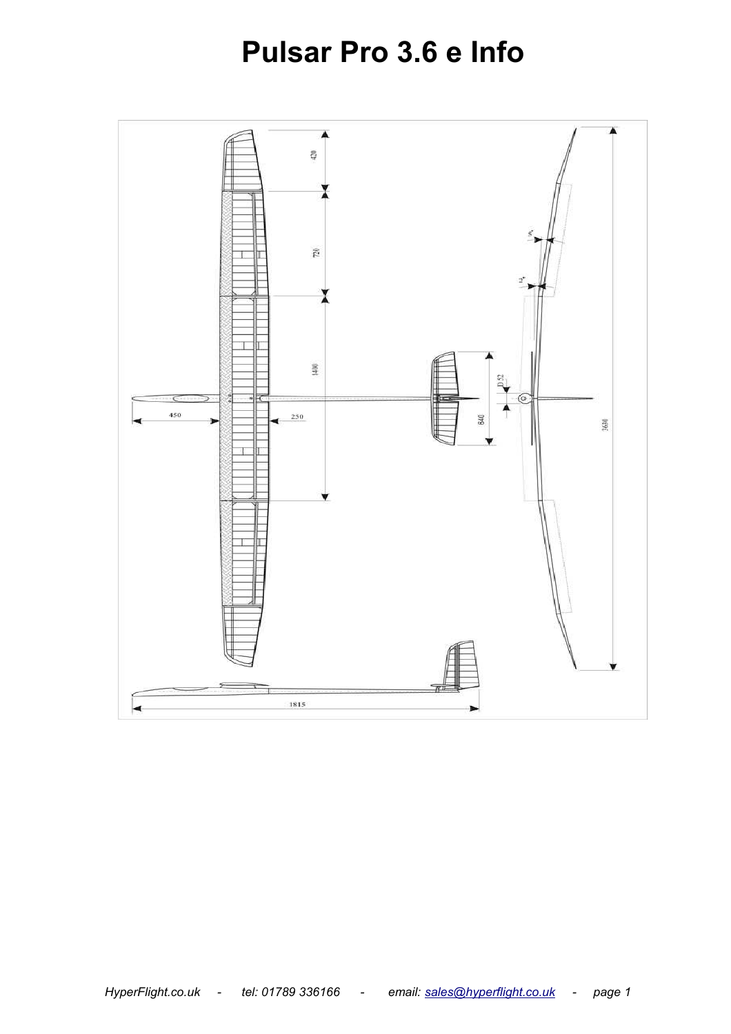# Pulsar Pro 3.6 e Info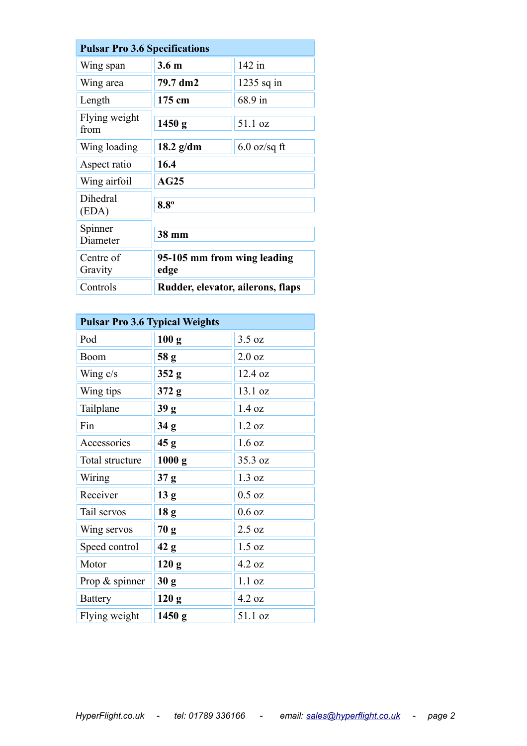| Pulsar Pro 3.6 Specifications | | |
|---|---|---|
| Wing span | **3.6 m** | 142 in |
| Wing area | **79.7 dm2** | 1235 sq in |
| Length | **175 cm** | 68.9 in |
| Flying weight from | **1450 g** | 51.1 oz |
| Wing loading | **18.2 g/dm** | 6.0 oz/sq ft |
| Aspect ratio | **16.4** | |
| Wing airfoil | **AG25** | |
| Dihedral (EDA) | **8.8º** | |
| Spinner Diameter | **38 mm** | |
| Centre of Gravity | **95-105 mm from wing leading edge** | |
| Controls | **Rudder, elevator, ailerons, flaps** | |

| Pulsar Pro 3.6 Typical Weights | | |
|---|---|---|
| Pod | **100 g** | 3.5 oz |
| Boom | **58 g** | 2.0 oz |
| Wing c/s | **352 g** | 12.4 oz |
| Wing tips | **372 g** | 13.1 oz |
| Tailplane | **39 g** | 1.4 oz |
| Fin | **34 g** | 1.2 oz |
| Accessories | **45 g** | 1.6 oz |
| Total structure | **1000 g** | 35.3 oz |
| Wiring | **37 g** | 1.3 oz |
| Receiver | **13 g** | 0.5 oz |
| Tail servos | **18 g** | 0.6 oz |
| Wing servos | **70 g** | 2.5 oz |
| Speed control | **42 g** | 1.5 oz |
| Motor | **120 g** | 4.2 oz |
| Prop & spinner | **30 g** | 1.1 oz |
| Battery | **120 g** | 4.2 oz |
| Flying weight | **1450 g** | 51.1 oz |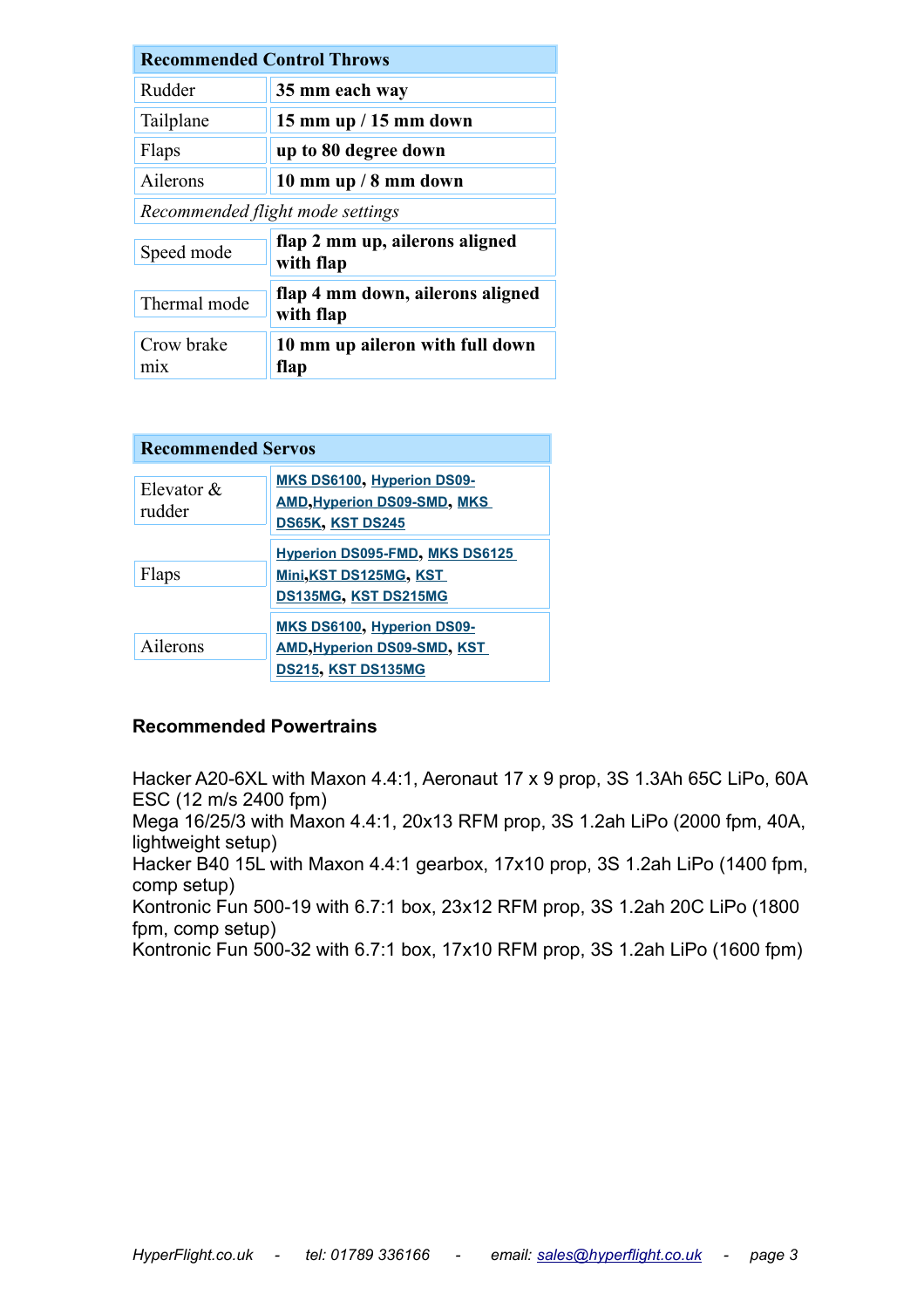| Recommended Control Throws | |
|---|---|
| Rudder | **35 mm each way** |
| Tailplane | **15 mm up / 15 mm down** |
| Flaps | **up to 80 degree down** |
| Ailerons | **10 mm up / 8 mm down** |
| *Recommended flight mode settings* | |
| Speed mode | **flap 2 mm up, ailerons aligned with flap** |
| Thermal mode | **flap 4 mm down, ailerons aligned with flap** |
| Crow brake mix | **10 mm up aileron with full down flap** |

| Recommended Servos | |
|---|---|
| Elevator & rudder | **MKS DS6100**, **Hyperion DS09-AMD**,**Hyperion DS09-SMD**, **MKS DS65K**, **KST DS245** |
| Flaps | **Hyperion DS095-FMD**, **MKS DS6125 Mini**,**KST DS125MG**, **KST DS135MG**, **KST DS215MG** |
| Ailerons | **MKS DS6100**, **Hyperion DS09-AMD**,**Hyperion DS09-SMD**, **KST DS215**, **KST DS135MG** |

**Recommended Powertrains**

Hacker A20-6XL with Maxon 4.4:1, Aeronaut 17 x 9 prop, 3S 1.3Ah 65C LiPo, 60A ESC (12 m/s 2400 fpm)
Mega 16/25/3 with Maxon 4.4:1, 20x13 RFM prop, 3S 1.2ah LiPo (2000 fpm, 40A, lightweight setup)
Hacker B40 15L with Maxon 4.4:1 gearbox, 17x10 prop, 3S 1.2ah LiPo (1400 fpm, comp setup)
Kontronic Fun 500-19 with 6.7:1 box, 23x12 RFM prop, 3S 1.2ah 20C LiPo (1800 fpm, comp setup)
Kontronic Fun 500-32 with 6.7:1 box, 17x10 RFM prop, 3S 1.2ah LiPo (1600 fpm)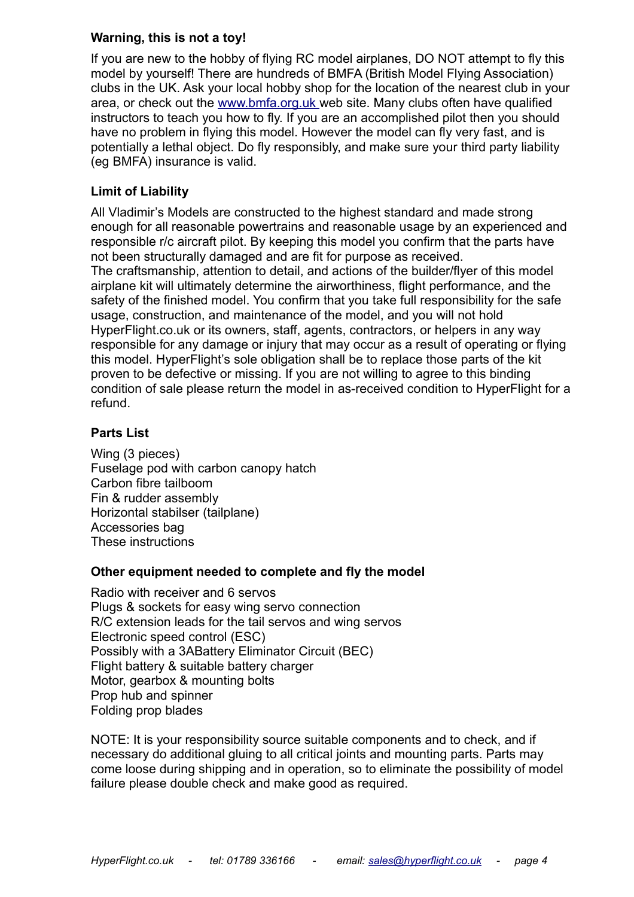**Warning, this is not a toy!**

If you are new to the hobby of flying RC model airplanes, DO NOT attempt to fly this model by yourself! There are hundreds of BMFA (British Model Flying Association) clubs in the UK. Ask your local hobby shop for the location of the nearest club in your area, or check out the www.bmfa.org.uk web site. Many clubs often have qualified instructors to teach you how to fly. If you are an accomplished pilot then you should have no problem in flying this model. However the model can fly very fast, and is potentially a lethal object. Do fly responsibly, and make sure your third party liability (eg BMFA) insurance is valid.

**Limit of Liability**

All Vladimir's Models are constructed to the highest standard and made strong enough for all reasonable powertrains and reasonable usage by an experienced and responsible r/c aircraft pilot. By keeping this model you confirm that the parts have not been structurally damaged and are fit for purpose as received.
The craftsmanship, attention to detail, and actions of the builder/flyer of this model airplane kit will ultimately determine the airworthiness, flight performance, and the safety of the finished model. You confirm that you take full responsibility for the safe usage, construction, and maintenance of the model, and you will not hold HyperFlight.co.uk or its owners, staff, agents, contractors, or helpers in any way responsible for any damage or injury that may occur as a result of operating or flying this model. HyperFlight's sole obligation shall be to replace those parts of the kit proven to be defective or missing. If you are not willing to agree to this binding condition of sale please return the model in as-received condition to HyperFlight for a refund.

**Parts List**

Wing (3 pieces)
Fuselage pod with carbon canopy hatch
Carbon fibre tailboom
Fin & rudder assembly
Horizontal stabilser (tailplane)
Accessories bag
These instructions

**Other equipment needed to complete and fly the model**

Radio with receiver and 6 servos
Plugs & sockets for easy wing servo connection
R/C extension leads for the tail servos and wing servos
Electronic speed control (ESC)
Possibly with a 3ABattery Eliminator Circuit (BEC)
Flight battery & suitable battery charger
Motor, gearbox & mounting bolts
Prop hub and spinner
Folding prop blades

NOTE: It is your responsibility source suitable components and to check, and if necessary do additional gluing to all critical joints and mounting parts. Parts may come loose during shipping and in operation, so to eliminate the possibility of model failure please double check and make good as required.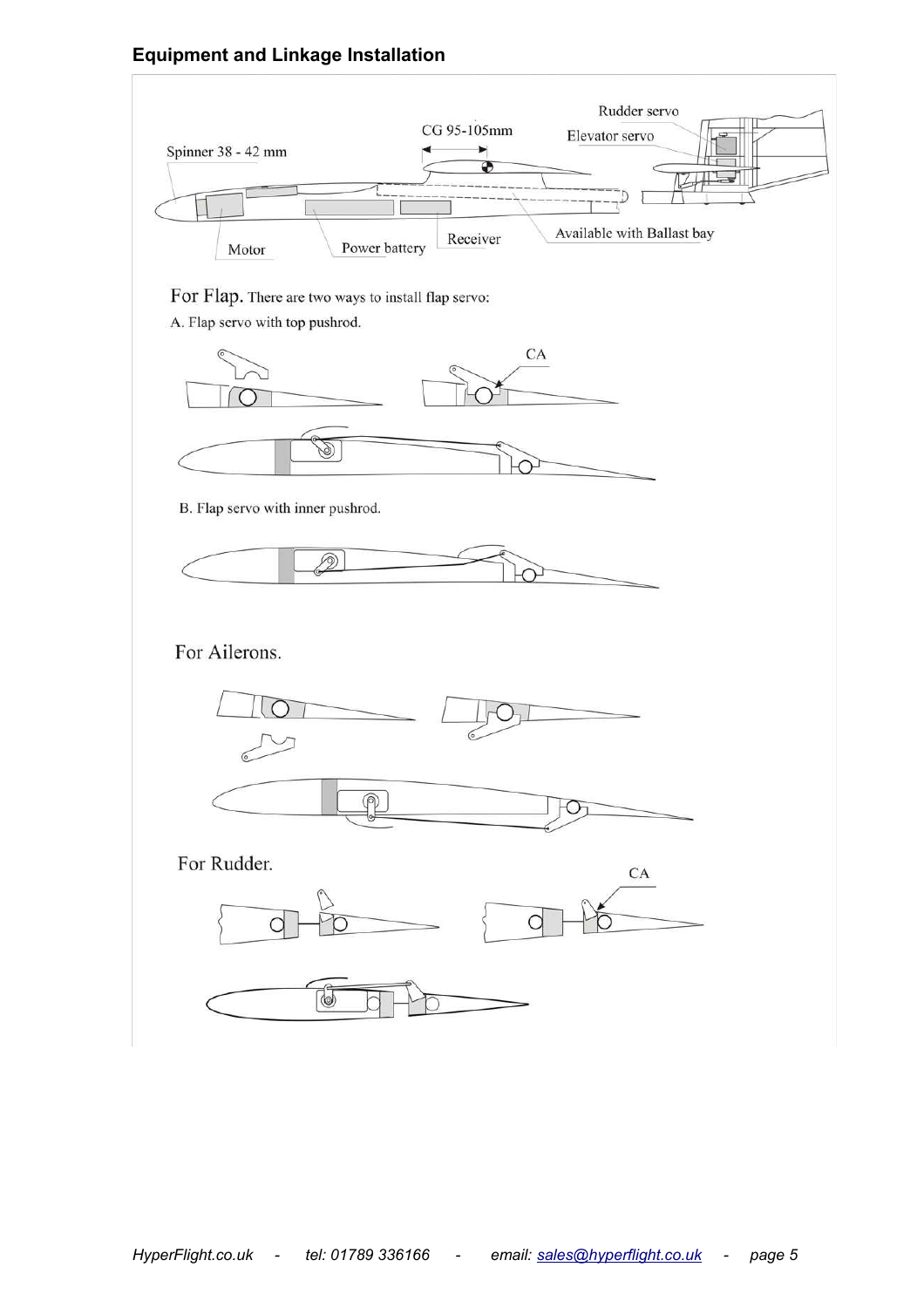## Equipment and Linkage Installation

Spinner 38 - 42 mm

CG 95-105mm

Rudder servo

Elevator servo

Motor

Power battery

Receiver

Available with Ballast bay

For Flap. There are two ways to install flap servo:

A. Flap servo with top pushrod.

CA

B. Flap servo with inner pushrod.

For Ailerons.

For Rudder.

CA